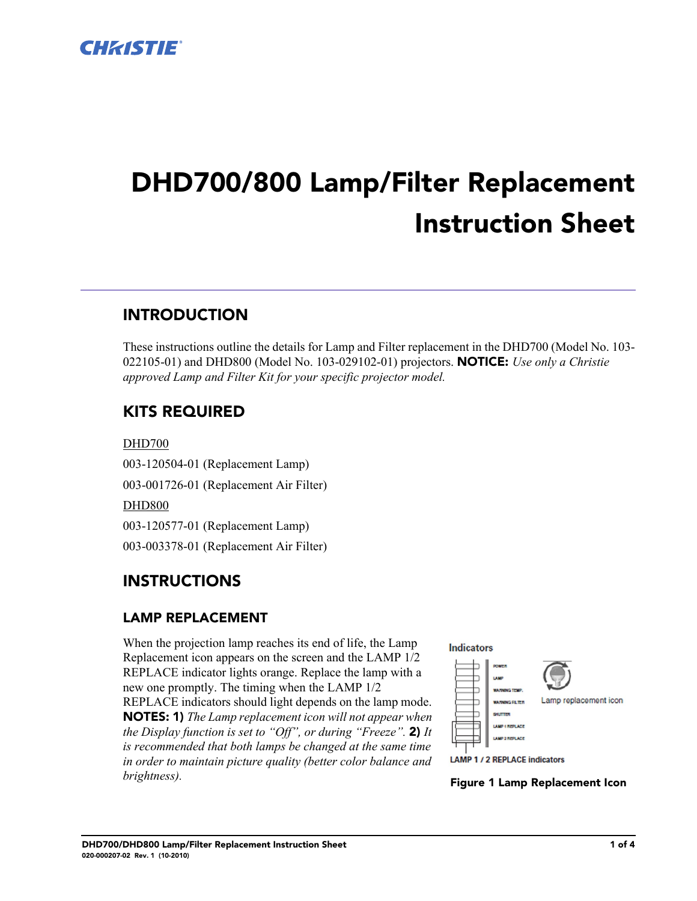# DHD700/800 Lamp/Filter Replacement Instruction Sheet

## INTRODUCTION

These instructions outline the details for Lamp and Filter replacement in the DHD700 (Model No. 103-022105-01) and DHD800 (Model No. 103-029102-01) projectors. **NOTICE:** *Use only a Christie approved Lamp and Filter Kit for your specific projector model.*

## KITS REQUIRED

DHD700

003-120504-01 (Replacement Lamp)

003-001726-01 (Replacement Air Filter)

DHD800

003-120577-01 (Replacement Lamp)

003-003378-01 (Replacement Air Filter)

## INSTRUCTIONS

### LAMP REPLACEMENT

When the projection lamp reaches its end of life, the Lamp Replacement icon appears on the screen and the LAMP 1/2 REPLACE indicator lights orange. Replace the lamp with a new one promptly. The timing when the LAMP 1/2 REPLACE indicators should light depends on the lamp mode. **NOTES: 1)** *The Lamp replacement icon will not appear when the Display function is set to "Off", or during "Freeze".* **2)** *It is recommended that both lamps be changed at the same time in order to maintain picture quality (better color balance and brightness).*

**Figure 1 Lamp Replacement Icon**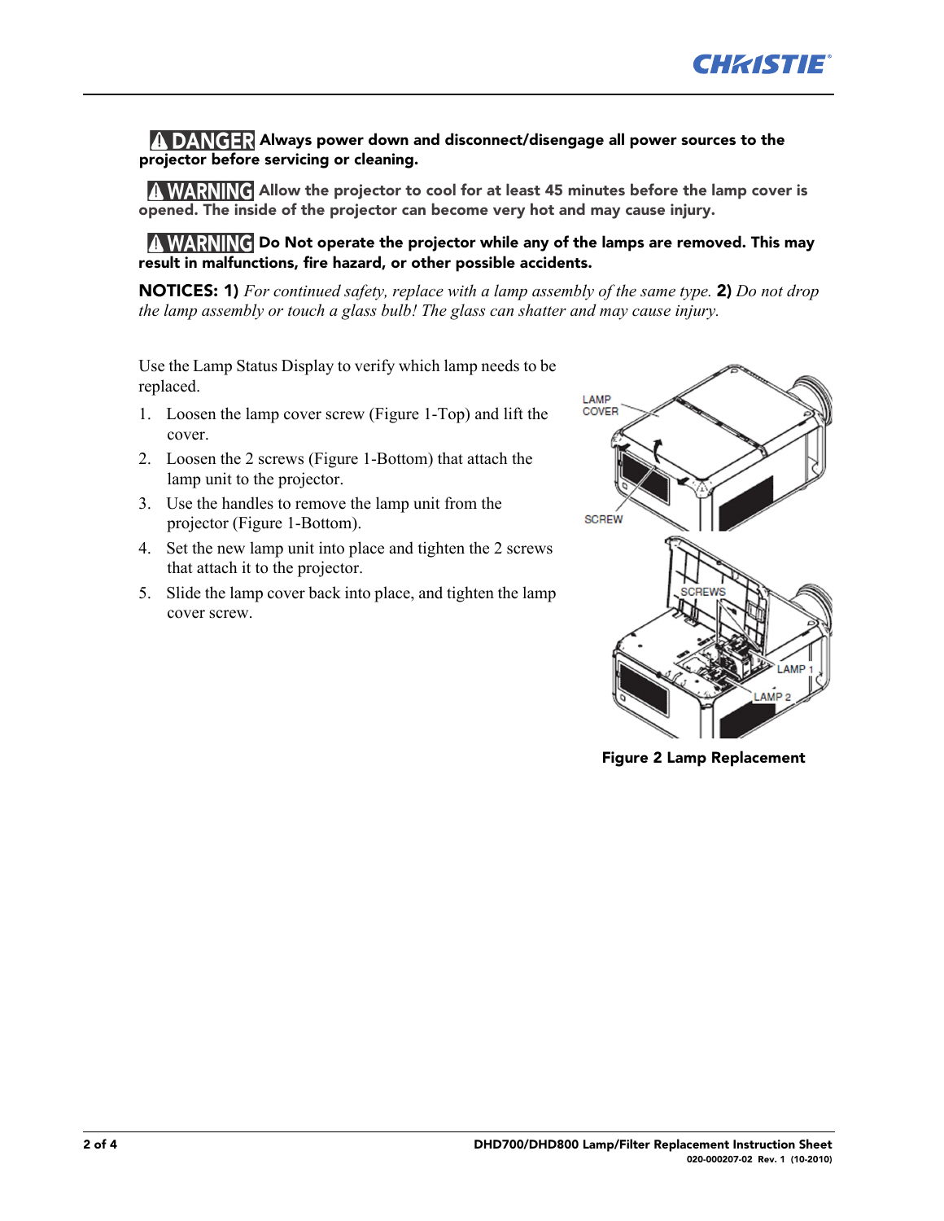**⚠ DANGER Always power down and disconnect/disengage all power sources to the projector before servicing or cleaning.**

**⚠ WARNING Allow the projector to cool for at least 45 minutes before the lamp cover is opened. The inside of the projector can become very hot and may cause injury.**

**⚠ WARNING Do Not operate the projector while any of the lamps are removed. This may result in malfunctions, fire hazard, or other possible accidents.**

**NOTICES: 1)** *For continued safety, replace with a lamp assembly of the same type.* **2)** *Do not drop the lamp assembly or touch a glass bulb! The glass can shatter and may cause injury.*

Use the Lamp Status Display to verify which lamp needs to be replaced.

1. Loosen the lamp cover screw (Figure 1-Top) and lift the cover.
2. Loosen the 2 screws (Figure 1-Bottom) that attach the lamp unit to the projector.
3. Use the handles to remove the lamp unit from the projector (Figure 1-Bottom).
4. Set the new lamp unit into place and tighten the 2 screws that attach it to the projector.
5. Slide the lamp cover back into place, and tighten the lamp cover screw.

**Figure 2 Lamp Replacement**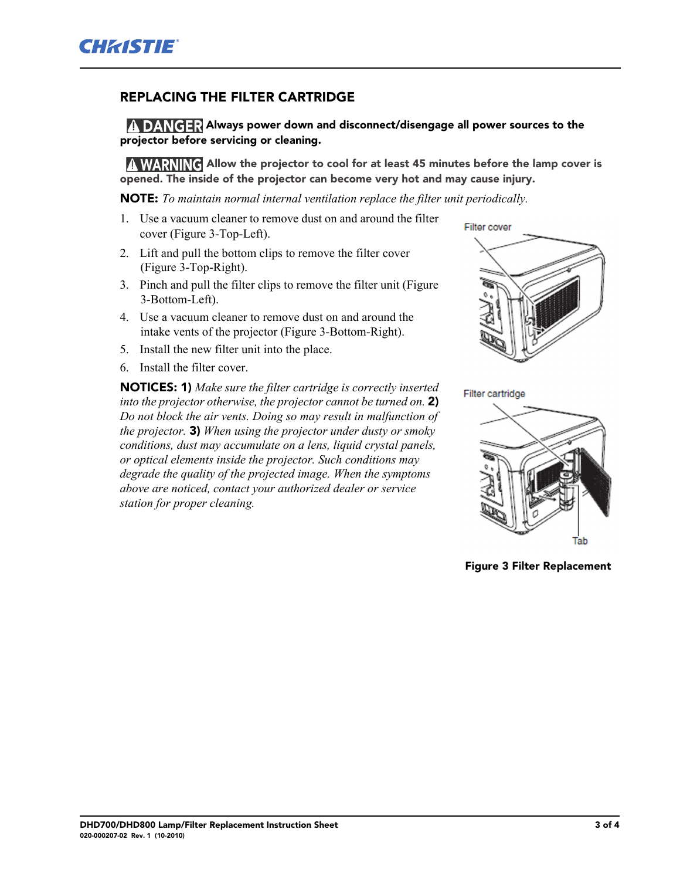## REPLACING THE FILTER CARTRIDGE

**⚠ DANGER Always power down and disconnect/disengage all power sources to the projector before servicing or cleaning.**

**⚠ WARNING Allow the projector to cool for at least 45 minutes before the lamp cover is opened. The inside of the projector can become very hot and may cause injury.**

**NOTE:** *To maintain normal internal ventilation replace the filter unit periodically.*

1. Use a vacuum cleaner to remove dust on and around the filter cover (Figure 3-Top-Left).
2. Lift and pull the bottom clips to remove the filter cover (Figure 3-Top-Right).
3. Pinch and pull the filter clips to remove the filter unit (Figure 3-Bottom-Left).
4. Use a vacuum cleaner to remove dust on and around the intake vents of the projector (Figure 3-Bottom-Right).
5. Install the new filter unit into the place.
6. Install the filter cover.

**NOTICES: 1)** *Make sure the filter cartridge is correctly inserted into the projector otherwise, the projector cannot be turned on.* **2)** *Do not block the air vents. Doing so may result in malfunction of the projector.* **3)** *When using the projector under dusty or smoky conditions, dust may accumulate on a lens, liquid crystal panels, or optical elements inside the projector. Such conditions may degrade the quality of the projected image. When the symptoms above are noticed, contact your authorized dealer or service station for proper cleaning.*

Filter cover

Filter cartridge

Tab

**Figure 3 Filter Replacement**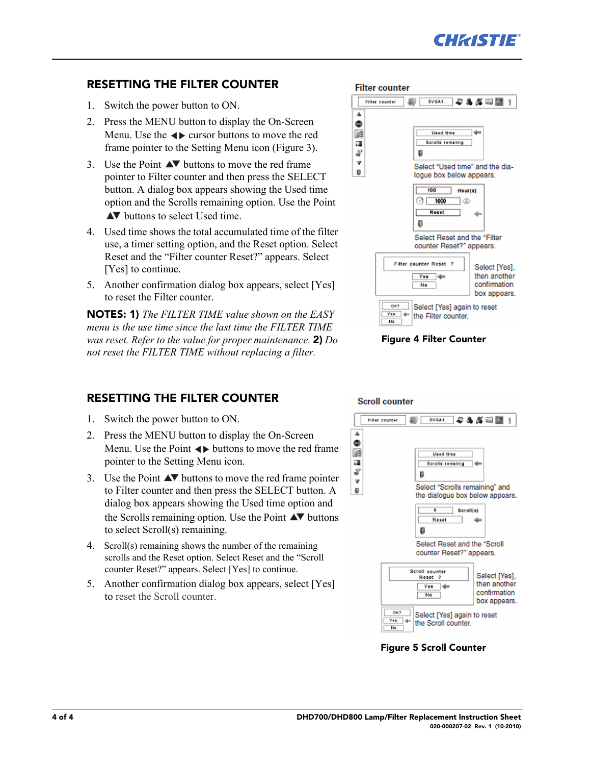## RESETTING THE FILTER COUNTER

1. Switch the power button to ON.
2. Press the MENU button to display the On-Screen Menu. Use the ◄► cursor buttons to move the red frame pointer to the Setting Menu icon (Figure 3).
3. Use the Point ▲▼ buttons to move the red frame pointer to Filter counter and then press the SELECT button. A dialog box appears showing the Used time option and the Scrolls remaining option. Use the Point ▲▼ buttons to select Used time.
4. Used time shows the total accumulated time of the filter use, a timer setting option, and the Reset option. Select Reset and the "Filter counter Reset?" appears. Select [Yes] to continue.
5. Another confirmation dialog box appears, select [Yes] to reset the Filter counter.

**NOTES: 1)** *The FILTER TIME value shown on the EASY menu is the use time since the last time the FILTER TIME was reset. Refer to the value for proper maintenance.* **2)** *Do not reset the FILTER TIME without replacing a filter.*

Filter counter

Filter counter
SVGA1
Used time
Scrolls remaining
Select "Used time" and the dialogue box below appears.
100 Hour(s)
1000
Reset
Select Reset and the "Filter counter Reset?" appears.
Filter counter Reset ?
Yes
No
Select [Yes], then another confirmation box appears.
OK?
Yes
No
Select [Yes] again to reset the Filter counter.

**Figure 4 Filter Counter**

## RESETTING THE FILTER COUNTER

1. Switch the power button to ON.
2. Press the MENU button to display the On-Screen Menu. Use the Point ◄► buttons to move the red frame pointer to the Setting Menu icon.
3. Use the Point ▲▼ buttons to move the red frame pointer to Filter counter and then press the SELECT button. A dialog box appears showing the Used time option and the Scrolls remaining option. Use the Point ▲▼ buttons to select Scroll(s) remaining.
4. Scroll(s) remaining shows the number of the remaining scrolls and the Reset option. Select Reset and the "Scroll counter Reset?" appears. Select [Yes] to continue.
5. Another confirmation dialog box appears, select [Yes] to reset the Scroll counter.

Scroll counter

Filter counter
SVGA1
Used time
Scrolls remaining
Select "Scrolls remaining" and the dialogue box below appears.
9 Scroll(s)
Reset
Select Reset and the "Scroll counter Reset?" appears.
Scroll counter Reset ?
Yes
No
Select [Yes], then another confirmation box appears.
OK?
Yes
No
Select [Yes] again to reset the Scroll counter.

**Figure 5 Scroll Counter**